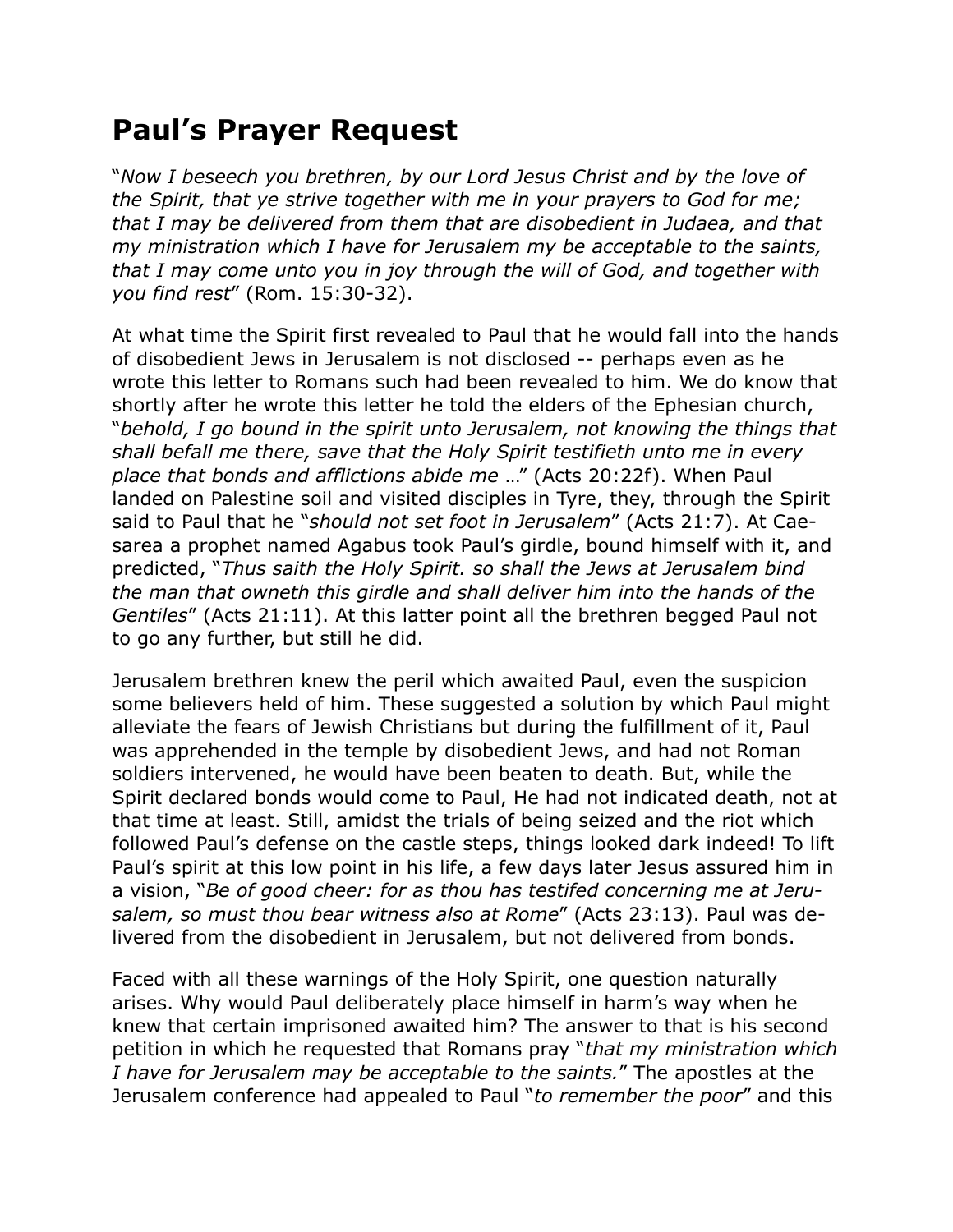# Paul's Prayer Request

"*Now I beseech you brethren, by our Lord Jesus Christ and by the love of the Spirit, that ye strive together with me in your prayers to God for me; that I may be delivered from them that are disobedient in Judaea, and that my ministration which I have for Jerusalem my be acceptable to the saints, that I may come unto you in joy through the will of God, and together with you find rest*" (Rom. 15:30-32).

At what time the Spirit first revealed to Paul that he would fall into the hands of disobedient Jews in Jerusalem is not disclosed -- perhaps even as he wrote this letter to Romans such had been revealed to him. We do know that shortly after he wrote this letter he told the elders of the Ephesian church, "*behold, I go bound in the spirit unto Jerusalem, not knowing the things that shall befall me there, save that the Holy Spirit testifieth unto me in every place that bonds and afflictions abide me* …" (Acts 20:22f). When Paul landed on Palestine soil and visited disciples in Tyre, they, through the Spirit said to Paul that he "*should not set foot in Jerusalem*" (Acts 21:7). At Caesarea a prophet named Agabus took Paul's girdle, bound himself with it, and predicted, "*Thus saith the Holy Spirit. so shall the Jews at Jerusalem bind the man that owneth this girdle and shall deliver him into the hands of the Gentiles*" (Acts 21:11). At this latter point all the brethren begged Paul not to go any further, but still he did.

Jerusalem brethren knew the peril which awaited Paul, even the suspicion some believers held of him. These suggested a solution by which Paul might alleviate the fears of Jewish Christians but during the fulfillment of it, Paul was apprehended in the temple by disobedient Jews, and had not Roman soldiers intervened, he would have been beaten to death. But, while the Spirit declared bonds would come to Paul, He had not indicated death, not at that time at least. Still, amidst the trials of being seized and the riot which followed Paul's defense on the castle steps, things looked dark indeed! To lift Paul's spirit at this low point in his life, a few days later Jesus assured him in a vision, "*Be of good cheer: for as thou has testifed concerning me at Jerusalem, so must thou bear witness also at Rome*" (Acts 23:13). Paul was delivered from the disobedient in Jerusalem, but not delivered from bonds.

Faced with all these warnings of the Holy Spirit, one question naturally arises. Why would Paul deliberately place himself in harm's way when he knew that certain imprisoned awaited him? The answer to that is his second petition in which he requested that Romans pray "*that my ministration which I have for Jerusalem may be acceptable to the saints.*" The apostles at the Jerusalem conference had appealed to Paul "*to remember the poor*" and this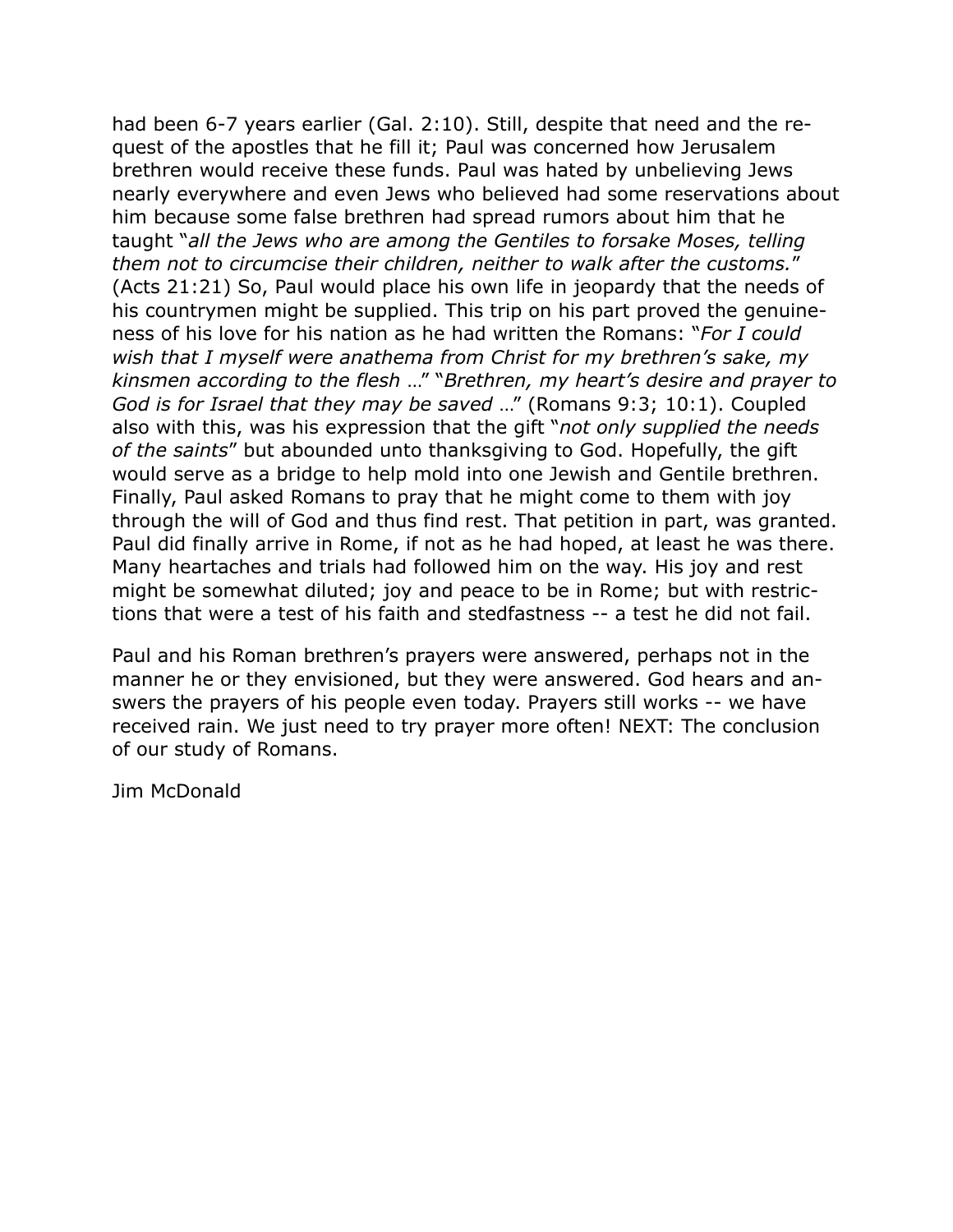had been 6-7 years earlier (Gal. 2:10). Still, despite that need and the request of the apostles that he fill it; Paul was concerned how Jerusalem brethren would receive these funds. Paul was hated by unbelieving Jews nearly everywhere and even Jews who believed had some reservations about him because some false brethren had spread rumors about him that he taught "*all the Jews who are among the Gentiles to forsake Moses, telling them not to circumcise their children, neither to walk after the customs.*" (Acts 21:21) So, Paul would place his own life in jeopardy that the needs of his countrymen might be supplied. This trip on his part proved the genuineness of his love for his nation as he had written the Romans: "*For I could wish that I myself were anathema from Christ for my brethren's sake, my kinsmen according to the flesh* …" "*Brethren, my heart's desire and prayer to God is for Israel that they may be saved* …" (Romans 9:3; 10:1). Coupled also with this, was his expression that the gift "*not only supplied the needs of the saints*" but abounded unto thanksgiving to God. Hopefully, the gift would serve as a bridge to help mold into one Jewish and Gentile brethren. Finally, Paul asked Romans to pray that he might come to them with joy through the will of God and thus find rest. That petition in part, was granted. Paul did finally arrive in Rome, if not as he had hoped, at least he was there. Many heartaches and trials had followed him on the way. His joy and rest might be somewhat diluted; joy and peace to be in Rome; but with restrictions that were a test of his faith and stedfastness -- a test he did not fail.

Paul and his Roman brethren's prayers were answered, perhaps not in the manner he or they envisioned, but they were answered. God hears and answers the prayers of his people even today. Prayers still works -- we have received rain. We just need to try prayer more often! NEXT: The conclusion of our study of Romans.

Jim McDonald